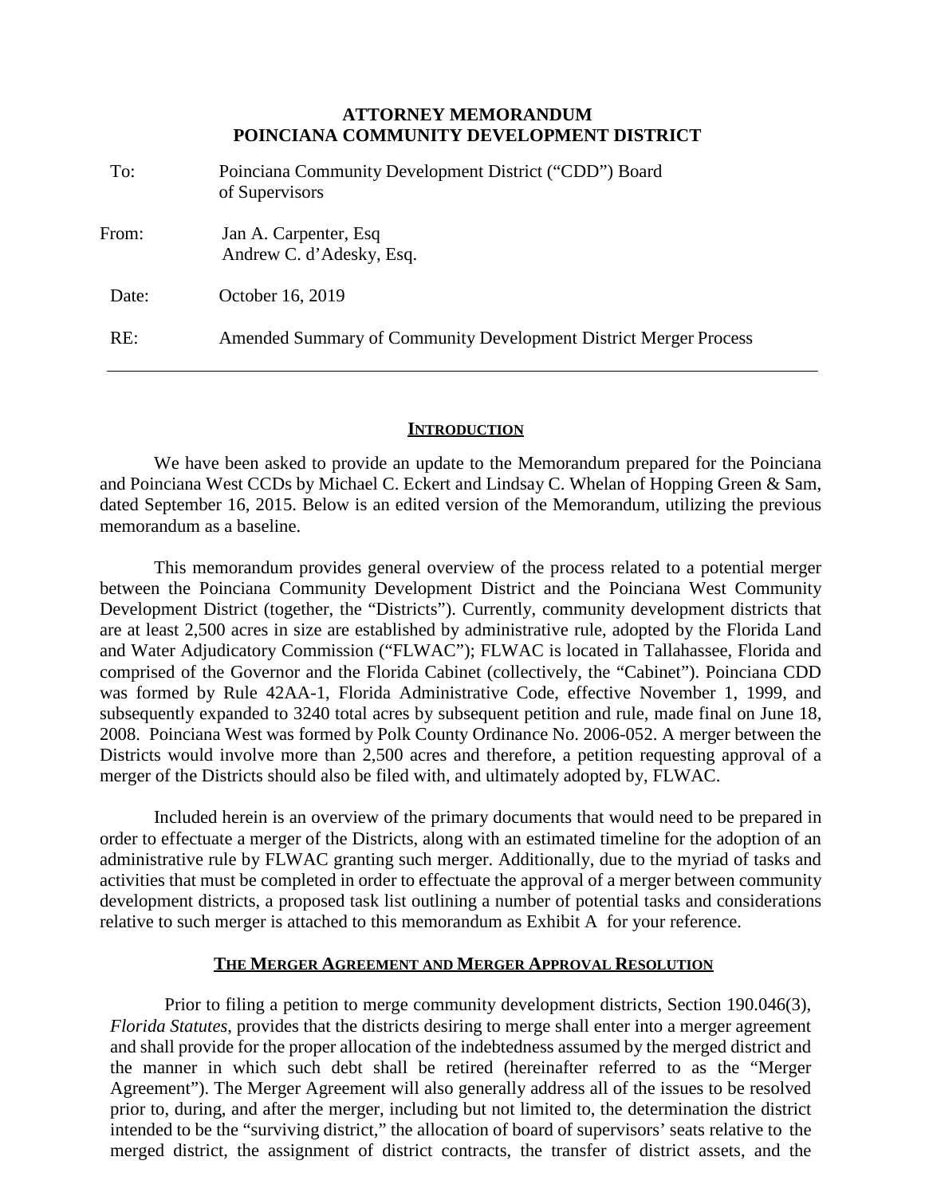**ATTORNEY MEMORANDUM**
**POINCIANA COMMUNITY DEVELOPMENT DISTRICT**

| | |
|---|---|
| To: | Poinciana Community Development District ("CDD") Board of Supervisors |
| From: | Jan A. Carpenter, Esq<br>Andrew C. d'Adesky, Esq. |
| Date: | October 16, 2019 |
| RE: | Amended Summary of Community Development District Merger Process |

---

## INTRODUCTION

We have been asked to provide an update to the Memorandum prepared for the Poinciana and Poinciana West CCDs by Michael C. Eckert and Lindsay C. Whelan of Hopping Green & Sam, dated September 16, 2015. Below is an edited version of the Memorandum, utilizing the previous memorandum as a baseline.

This memorandum provides general overview of the process related to a potential merger between the Poinciana Community Development District and the Poinciana West Community Development District (together, the "Districts"). Currently, community development districts that are at least 2,500 acres in size are established by administrative rule, adopted by the Florida Land and Water Adjudicatory Commission ("FLWAC"); FLWAC is located in Tallahassee, Florida and comprised of the Governor and the Florida Cabinet (collectively, the "Cabinet"). Poinciana CDD was formed by Rule 42AA-1, Florida Administrative Code, effective November 1, 1999, and subsequently expanded to 3240 total acres by subsequent petition and rule, made final on June 18, 2008. Poinciana West was formed by Polk County Ordinance No. 2006-052. A merger between the Districts would involve more than 2,500 acres and therefore, a petition requesting approval of a merger of the Districts should also be filed with, and ultimately adopted by, FLWAC.

Included herein is an overview of the primary documents that would need to be prepared in order to effectuate a merger of the Districts, along with an estimated timeline for the adoption of an administrative rule by FLWAC granting such merger. Additionally, due to the myriad of tasks and activities that must be completed in order to effectuate the approval of a merger between community development districts, a proposed task list outlining a number of potential tasks and considerations relative to such merger is attached to this memorandum as Exhibit A for your reference.

## THE MERGER AGREEMENT AND MERGER APPROVAL RESOLUTION

Prior to filing a petition to merge community development districts, Section 190.046(3), *Florida Statutes*, provides that the districts desiring to merge shall enter into a merger agreement and shall provide for the proper allocation of the indebtedness assumed by the merged district and the manner in which such debt shall be retired (hereinafter referred to as the "Merger Agreement"). The Merger Agreement will also generally address all of the issues to be resolved prior to, during, and after the merger, including but not limited to, the determination the district intended to be the "surviving district," the allocation of board of supervisors' seats relative to the merged district, the assignment of district contracts, the transfer of district assets, and the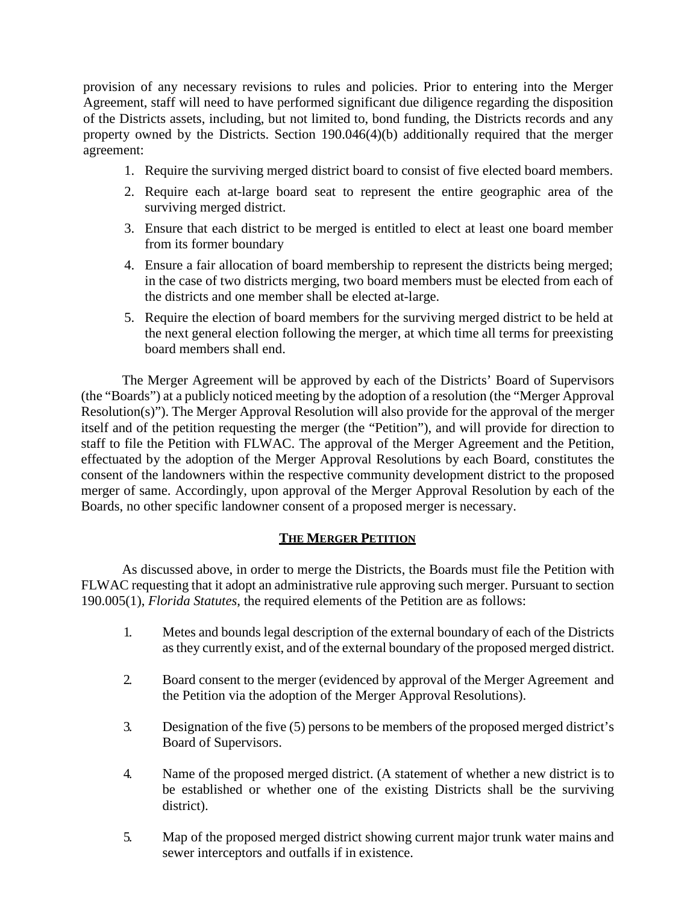provision of any necessary revisions to rules and policies. Prior to entering into the Merger Agreement, staff will need to have performed significant due diligence regarding the disposition of the Districts assets, including, but not limited to, bond funding, the Districts records and any property owned by the Districts. Section 190.046(4)(b) additionally required that the merger agreement:

1. Require the surviving merged district board to consist of five elected board members.
2. Require each at-large board seat to represent the entire geographic area of the surviving merged district.
3. Ensure that each district to be merged is entitled to elect at least one board member from its former boundary
4. Ensure a fair allocation of board membership to represent the districts being merged; in the case of two districts merging, two board members must be elected from each of the districts and one member shall be elected at-large.
5. Require the election of board members for the surviving merged district to be held at the next general election following the merger, at which time all terms for preexisting board members shall end.

The Merger Agreement will be approved by each of the Districts' Board of Supervisors (the "Boards") at a publicly noticed meeting by the adoption of a resolution (the "Merger Approval Resolution(s)"). The Merger Approval Resolution will also provide for the approval of the merger itself and of the petition requesting the merger (the "Petition"), and will provide for direction to staff to file the Petition with FLWAC. The approval of the Merger Agreement and the Petition, effectuated by the adoption of the Merger Approval Resolutions by each Board, constitutes the consent of the landowners within the respective community development district to the proposed merger of same. Accordingly, upon approval of the Merger Approval Resolution by each of the Boards, no other specific landowner consent of a proposed merger is necessary.

## THE MERGER PETITION

As discussed above, in order to merge the Districts, the Boards must file the Petition with FLWAC requesting that it adopt an administrative rule approving such merger. Pursuant to section 190.005(1), *Florida Statutes*, the required elements of the Petition are as follows:

1. Metes and bounds legal description of the external boundary of each of the Districts as they currently exist, and of the external boundary of the proposed merged district.
2. Board consent to the merger (evidenced by approval of the Merger Agreement and the Petition via the adoption of the Merger Approval Resolutions).
3. Designation of the five (5) persons to be members of the proposed merged district's Board of Supervisors.
4. Name of the proposed merged district. (A statement of whether a new district is to be established or whether one of the existing Districts shall be the surviving district).
5. Map of the proposed merged district showing current major trunk water mains and sewer interceptors and outfalls if in existence.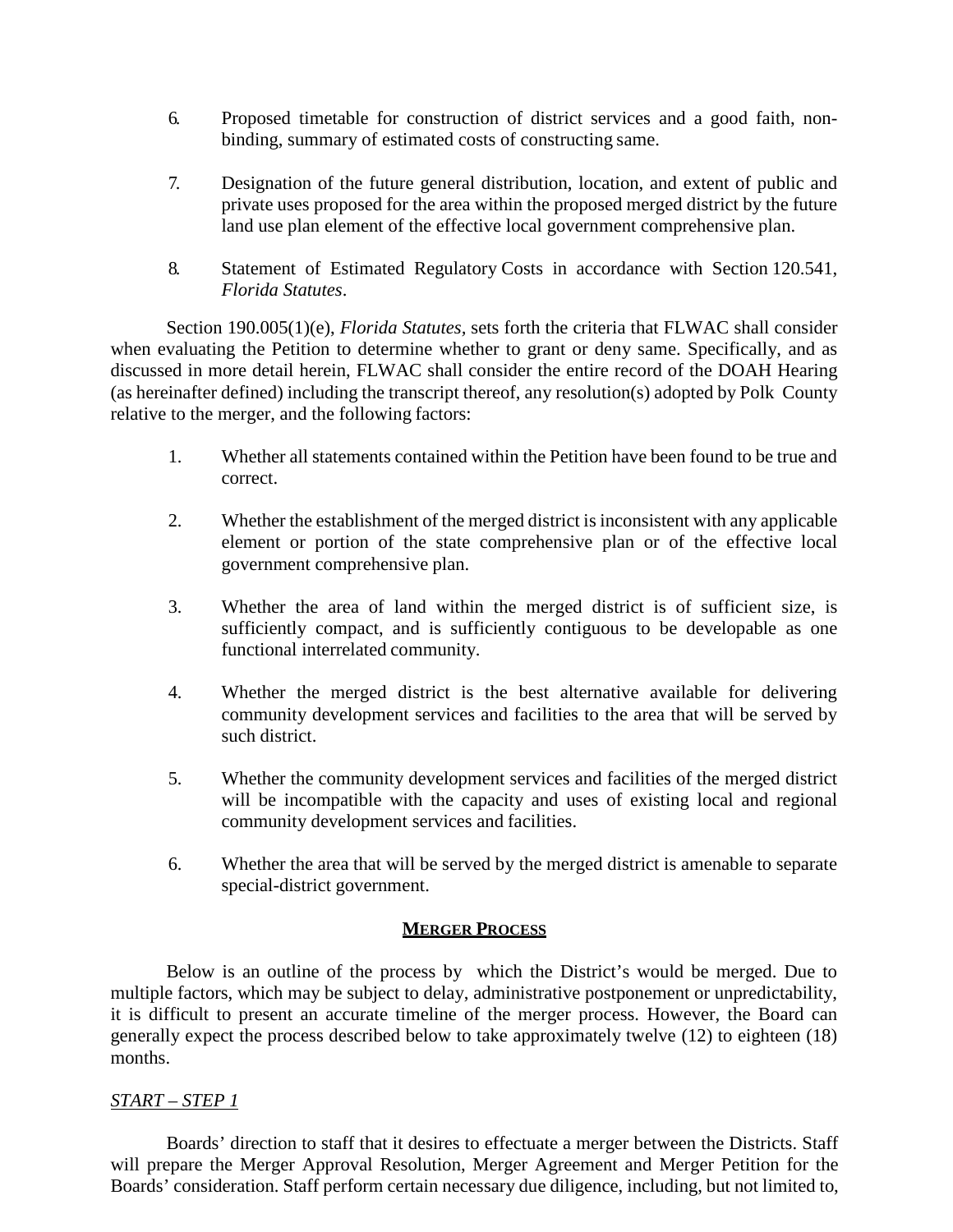6. Proposed timetable for construction of district services and a good faith, non-binding, summary of estimated costs of constructing same.

7. Designation of the future general distribution, location, and extent of public and private uses proposed for the area within the proposed merged district by the future land use plan element of the effective local government comprehensive plan.

8. Statement of Estimated Regulatory Costs in accordance with Section 120.541, *Florida Statutes*.

Section 190.005(1)(e), *Florida Statutes*, sets forth the criteria that FLWAC shall consider when evaluating the Petition to determine whether to grant or deny same. Specifically, and as discussed in more detail herein, FLWAC shall consider the entire record of the DOAH Hearing (as hereinafter defined) including the transcript thereof, any resolution(s) adopted by Polk County relative to the merger, and the following factors:

1. Whether all statements contained within the Petition have been found to be true and correct.

2. Whether the establishment of the merged district is inconsistent with any applicable element or portion of the state comprehensive plan or of the effective local government comprehensive plan.

3. Whether the area of land within the merged district is of sufficient size, is sufficiently compact, and is sufficiently contiguous to be developable as one functional interrelated community.

4. Whether the merged district is the best alternative available for delivering community development services and facilities to the area that will be served by such district.

5. Whether the community development services and facilities of the merged district will be incompatible with the capacity and uses of existing local and regional community development services and facilities.

6. Whether the area that will be served by the merged district is amenable to separate special-district government.

## **MERGER PROCESS**

Below is an outline of the process by which the District's would be merged. Due to multiple factors, which may be subject to delay, administrative postponement or unpredictability, it is difficult to present an accurate timeline of the merger process. However, the Board can generally expect the process described below to take approximately twelve (12) to eighteen (18) months.

### *START – STEP 1*

Boards' direction to staff that it desires to effectuate a merger between the Districts. Staff will prepare the Merger Approval Resolution, Merger Agreement and Merger Petition for the Boards' consideration. Staff perform certain necessary due diligence, including, but not limited to,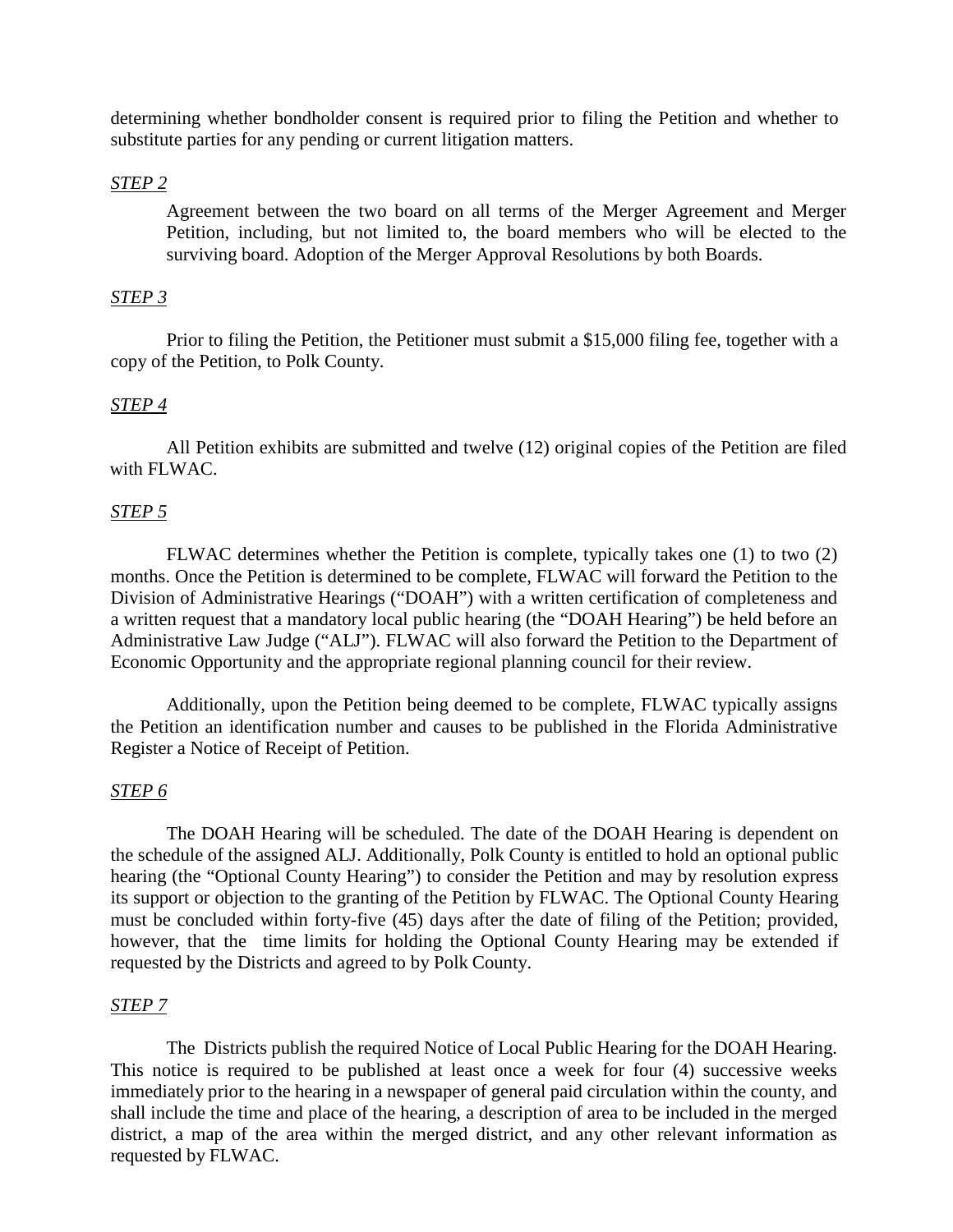determining whether bondholder consent is required prior to filing the Petition and whether to substitute parties for any pending or current litigation matters.

*STEP 2*

Agreement between the two board on all terms of the Merger Agreement and Merger Petition, including, but not limited to, the board members who will be elected to the surviving board. Adoption of the Merger Approval Resolutions by both Boards.

*STEP 3*

Prior to filing the Petition, the Petitioner must submit a $15,000 filing fee, together with a copy of the Petition, to Polk County.

*STEP 4*

All Petition exhibits are submitted and twelve (12) original copies of the Petition are filed with FLWAC.

*STEP 5*

FLWAC determines whether the Petition is complete, typically takes one (1) to two (2) months. Once the Petition is determined to be complete, FLWAC will forward the Petition to the Division of Administrative Hearings ("DOAH") with a written certification of completeness and a written request that a mandatory local public hearing (the "DOAH Hearing") be held before an Administrative Law Judge ("ALJ"). FLWAC will also forward the Petition to the Department of Economic Opportunity and the appropriate regional planning council for their review.

Additionally, upon the Petition being deemed to be complete, FLWAC typically assigns the Petition an identification number and causes to be published in the Florida Administrative Register a Notice of Receipt of Petition.

*STEP 6*

The DOAH Hearing will be scheduled. The date of the DOAH Hearing is dependent on the schedule of the assigned ALJ. Additionally, Polk County is entitled to hold an optional public hearing (the "Optional County Hearing") to consider the Petition and may by resolution express its support or objection to the granting of the Petition by FLWAC. The Optional County Hearing must be concluded within forty-five (45) days after the date of filing of the Petition; provided, however, that the time limits for holding the Optional County Hearing may be extended if requested by the Districts and agreed to by Polk County.

*STEP 7*

The Districts publish the required Notice of Local Public Hearing for the DOAH Hearing. This notice is required to be published at least once a week for four (4) successive weeks immediately prior to the hearing in a newspaper of general paid circulation within the county, and shall include the time and place of the hearing, a description of area to be included in the merged district, a map of the area within the merged district, and any other relevant information as requested by FLWAC.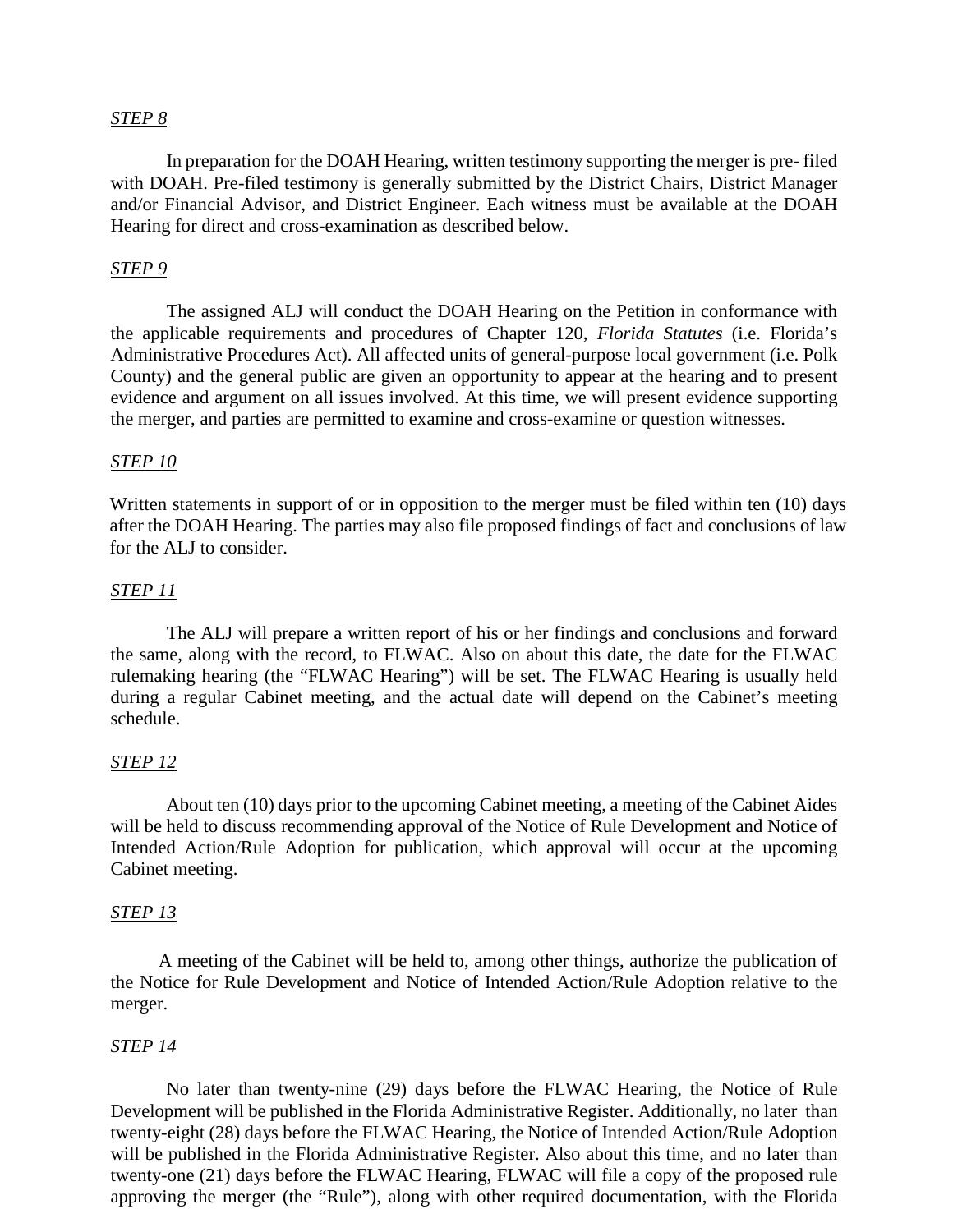*STEP 8*

In preparation for the DOAH Hearing, written testimony supporting the merger is pre- filed with DOAH. Pre-filed testimony is generally submitted by the District Chairs, District Manager and/or Financial Advisor, and District Engineer. Each witness must be available at the DOAH Hearing for direct and cross-examination as described below.

*STEP 9*

The assigned ALJ will conduct the DOAH Hearing on the Petition in conformance with the applicable requirements and procedures of Chapter 120, *Florida Statutes* (i.e. Florida's Administrative Procedures Act). All affected units of general-purpose local government (i.e. Polk County) and the general public are given an opportunity to appear at the hearing and to present evidence and argument on all issues involved. At this time, we will present evidence supporting the merger, and parties are permitted to examine and cross-examine or question witnesses.

*STEP 10*

Written statements in support of or in opposition to the merger must be filed within ten (10) days after the DOAH Hearing. The parties may also file proposed findings of fact and conclusions of law for the ALJ to consider.

*STEP 11*

The ALJ will prepare a written report of his or her findings and conclusions and forward the same, along with the record, to FLWAC. Also on about this date, the date for the FLWAC rulemaking hearing (the "FLWAC Hearing") will be set. The FLWAC Hearing is usually held during a regular Cabinet meeting, and the actual date will depend on the Cabinet's meeting schedule.

*STEP 12*

About ten (10) days prior to the upcoming Cabinet meeting, a meeting of the Cabinet Aides will be held to discuss recommending approval of the Notice of Rule Development and Notice of Intended Action/Rule Adoption for publication, which approval will occur at the upcoming Cabinet meeting.

*STEP 13*

A meeting of the Cabinet will be held to, among other things, authorize the publication of the Notice for Rule Development and Notice of Intended Action/Rule Adoption relative to the merger.

*STEP 14*

No later than twenty-nine (29) days before the FLWAC Hearing, the Notice of Rule Development will be published in the Florida Administrative Register. Additionally, no later than twenty-eight (28) days before the FLWAC Hearing, the Notice of Intended Action/Rule Adoption will be published in the Florida Administrative Register. Also about this time, and no later than twenty-one (21) days before the FLWAC Hearing, FLWAC will file a copy of the proposed rule approving the merger (the "Rule"), along with other required documentation, with the Florida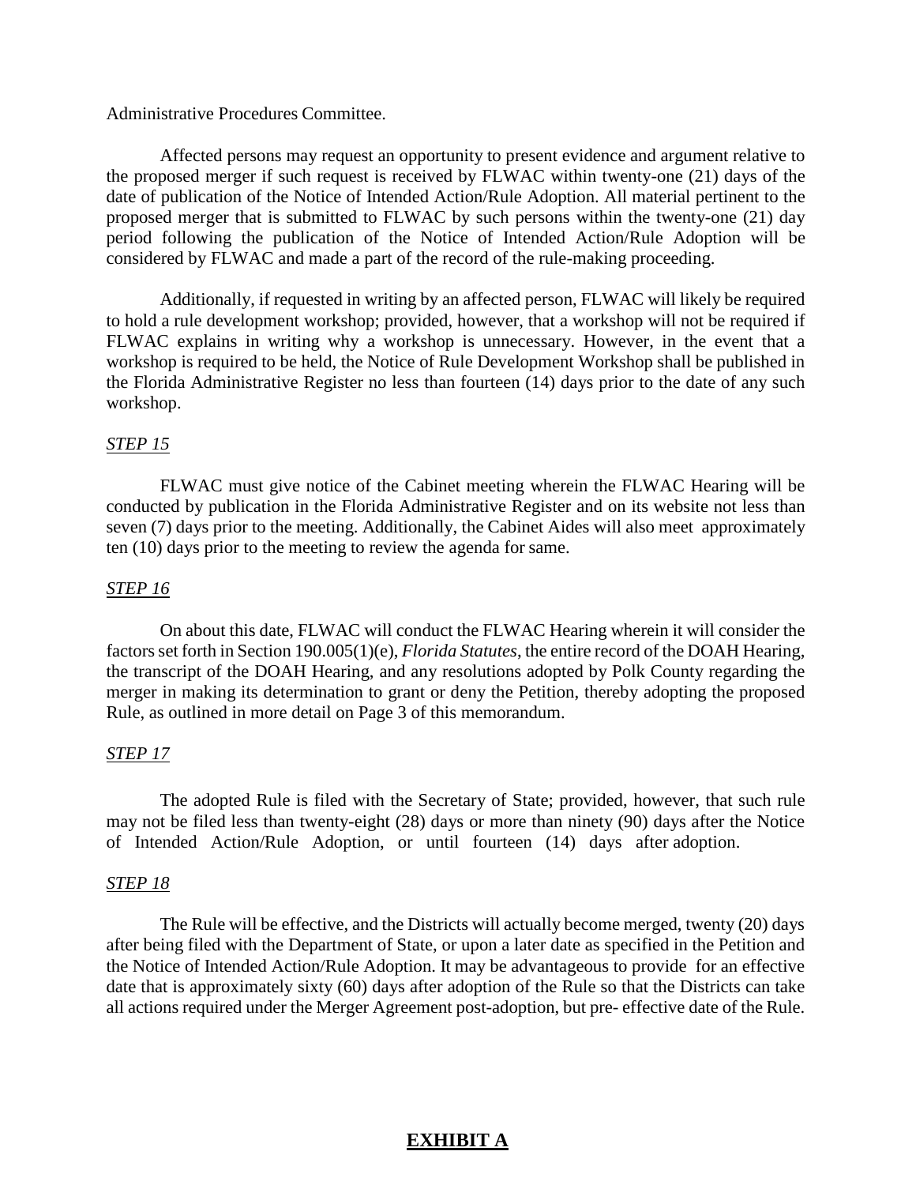Administrative Procedures Committee.

Affected persons may request an opportunity to present evidence and argument relative to the proposed merger if such request is received by FLWAC within twenty-one (21) days of the date of publication of the Notice of Intended Action/Rule Adoption. All material pertinent to the proposed merger that is submitted to FLWAC by such persons within the twenty-one (21) day period following the publication of the Notice of Intended Action/Rule Adoption will be considered by FLWAC and made a part of the record of the rule-making proceeding.

Additionally, if requested in writing by an affected person, FLWAC will likely be required to hold a rule development workshop; provided, however, that a workshop will not be required if FLWAC explains in writing why a workshop is unnecessary. However, in the event that a workshop is required to be held, the Notice of Rule Development Workshop shall be published in the Florida Administrative Register no less than fourteen (14) days prior to the date of any such workshop.

*STEP 15*

FLWAC must give notice of the Cabinet meeting wherein the FLWAC Hearing will be conducted by publication in the Florida Administrative Register and on its website not less than seven (7) days prior to the meeting. Additionally, the Cabinet Aides will also meet approximately ten (10) days prior to the meeting to review the agenda for same.

*STEP 16*

On about this date, FLWAC will conduct the FLWAC Hearing wherein it will consider the factors set forth in Section 190.005(1)(e), *Florida Statutes*, the entire record of the DOAH Hearing, the transcript of the DOAH Hearing, and any resolutions adopted by Polk County regarding the merger in making its determination to grant or deny the Petition, thereby adopting the proposed Rule, as outlined in more detail on Page 3 of this memorandum.

*STEP 17*

The adopted Rule is filed with the Secretary of State; provided, however, that such rule may not be filed less than twenty-eight (28) days or more than ninety (90) days after the Notice of Intended Action/Rule Adoption, or until fourteen (14) days after adoption.

*STEP 18*

The Rule will be effective, and the Districts will actually become merged, twenty (20) days after being filed with the Department of State, or upon a later date as specified in the Petition and the Notice of Intended Action/Rule Adoption. It may be advantageous to provide for an effective date that is approximately sixty (60) days after adoption of the Rule so that the Districts can take all actions required under the Merger Agreement post-adoption, but pre- effective date of the Rule.

**EXHIBIT A**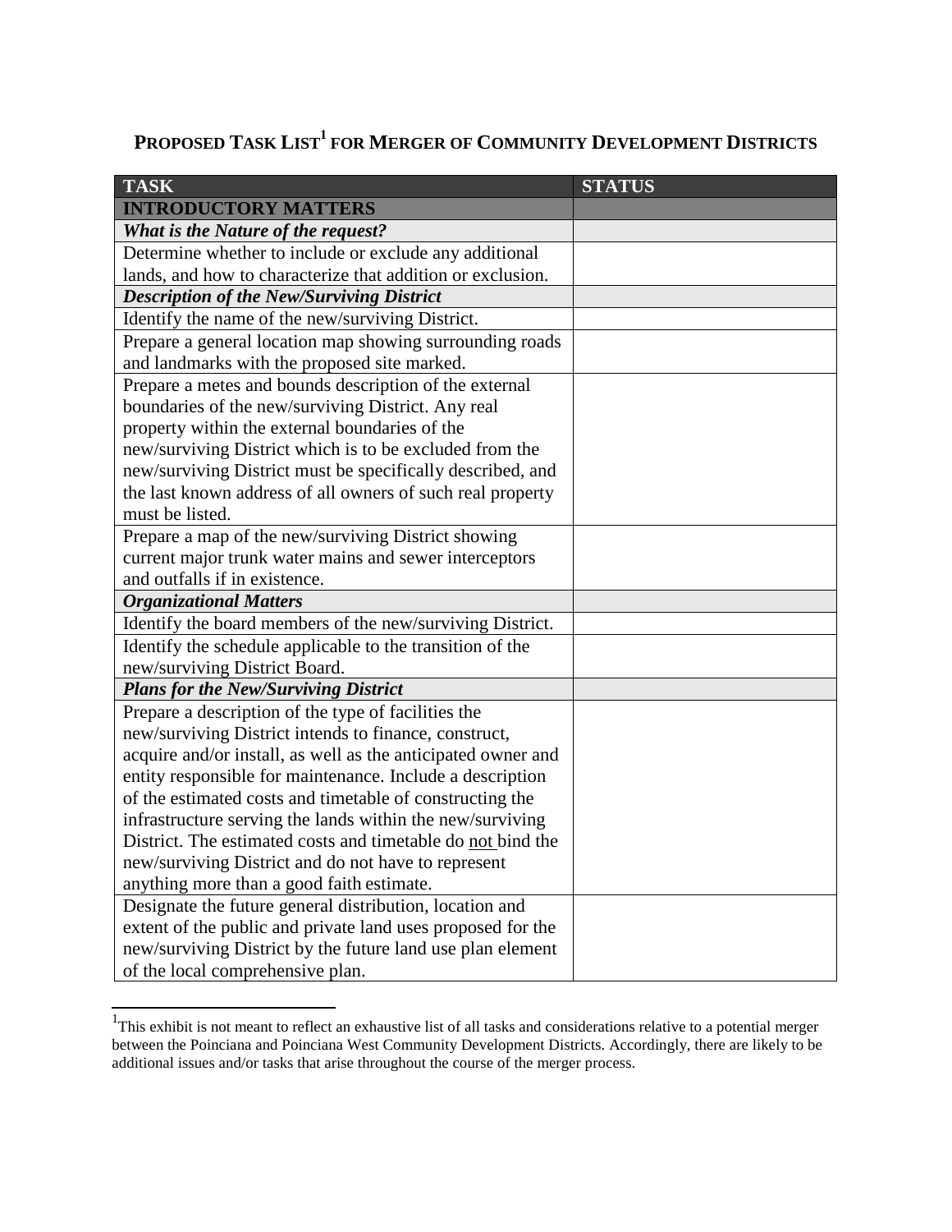# **PROPOSED TASK LIST[1] FOR MERGER OF COMMUNITY DEVELOPMENT DISTRICTS**

| TASK | STATUS |
|---|---|
| **INTRODUCTORY MATTERS** | |
| ***What is the Nature of the request?*** | |
| Determine whether to include or exclude any additional lands, and how to characterize that addition or exclusion. | |
| ***Description of the New/Surviving District*** | |
| Identify the name of the new/surviving District. | |
| Prepare a general location map showing surrounding roads and landmarks with the proposed site marked. | |
| Prepare a metes and bounds description of the external boundaries of the new/surviving District. Any real property within the external boundaries of the new/surviving District which is to be excluded from the new/surviving District must be specifically described, and the last known address of all owners of such real property must be listed. | |
| Prepare a map of the new/surviving District showing current major trunk water mains and sewer interceptors and outfalls if in existence. | |
| ***Organizational Matters*** | |
| Identify the board members of the new/surviving District. | |
| Identify the schedule applicable to the transition of the new/surviving District Board. | |
| ***Plans for the New/Surviving District*** | |
| Prepare a description of the type of facilities the new/surviving District intends to finance, construct, acquire and/or install, as well as the anticipated owner and entity responsible for maintenance. Include a description of the estimated costs and timetable of constructing the infrastructure serving the lands within the new/surviving District. The estimated costs and timetable do <u>not</u> bind the new/surviving District and do not have to represent anything more than a good faith estimate. | |
| Designate the future general distribution, location and extent of the public and private land uses proposed for the new/surviving District by the future land use plan element of the local comprehensive plan. | |

[1] This exhibit is not meant to reflect an exhaustive list of all tasks and considerations relative to a potential merger between the Poinciana and Poinciana West Community Development Districts. Accordingly, there are likely to be additional issues and/or tasks that arise throughout the course of the merger process.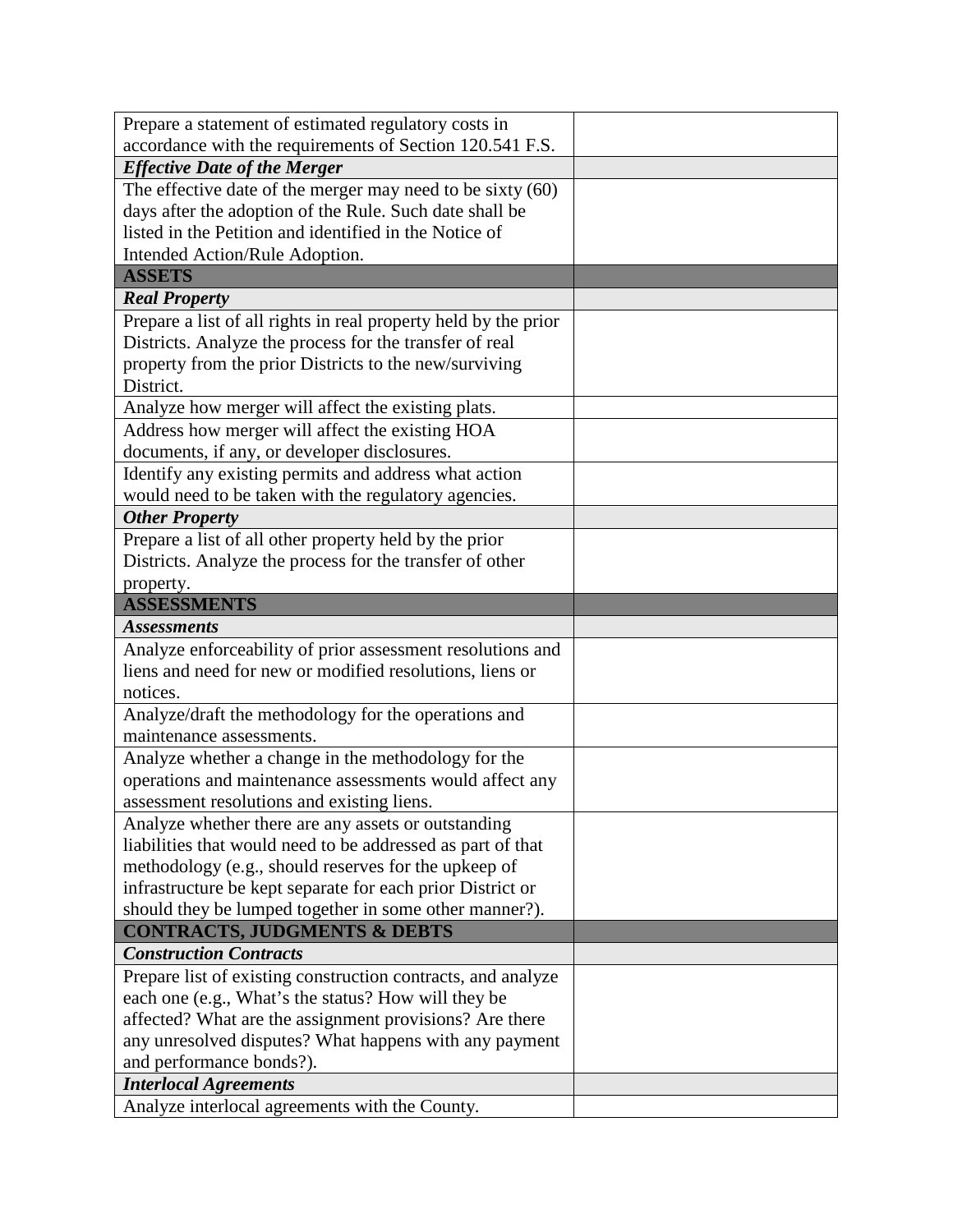| | |
|---|---|
| Prepare a statement of estimated regulatory costs in accordance with the requirements of Section 120.541 F.S. | |
| ***Effective Date of the Merger*** | |
| The effective date of the merger may need to be sixty (60) days after the adoption of the Rule. Such date shall be listed in the Petition and identified in the Notice of Intended Action/Rule Adoption. | |
| **ASSETS** | |
| ***Real Property*** | |
| Prepare a list of all rights in real property held by the prior Districts. Analyze the process for the transfer of real property from the prior Districts to the new/surviving District. | |
| Analyze how merger will affect the existing plats. | |
| Address how merger will affect the existing HOA documents, if any, or developer disclosures. | |
| Identify any existing permits and address what action would need to be taken with the regulatory agencies. | |
| ***Other Property*** | |
| Prepare a list of all other property held by the prior Districts. Analyze the process for the transfer of other property. | |
| **ASSESSMENTS** | |
| ***Assessments*** | |
| Analyze enforceability of prior assessment resolutions and liens and need for new or modified resolutions, liens or notices. | |
| Analyze/draft the methodology for the operations and maintenance assessments. | |
| Analyze whether a change in the methodology for the operations and maintenance assessments would affect any assessment resolutions and existing liens. | |
| Analyze whether there are any assets or outstanding liabilities that would need to be addressed as part of that methodology (e.g., should reserves for the upkeep of infrastructure be kept separate for each prior District or should they be lumped together in some other manner?). | |
| **CONTRACTS, JUDGMENTS & DEBTS** | |
| ***Construction Contracts*** | |
| Prepare list of existing construction contracts, and analyze each one (e.g., What's the status? How will they be affected? What are the assignment provisions? Are there any unresolved disputes? What happens with any payment and performance bonds?). | |
| ***Interlocal Agreements*** | |
| Analyze interlocal agreements with the County. | |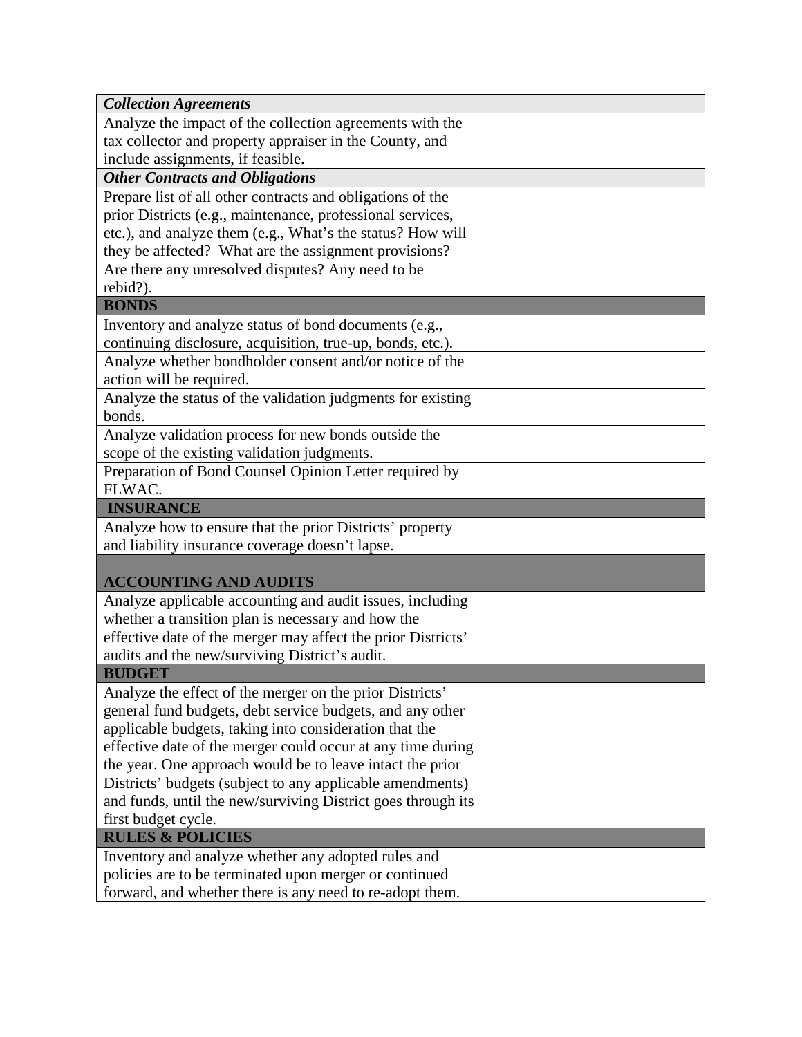| *Collection Agreements* | |
|---|---|
| Analyze the impact of the collection agreements with the tax collector and property appraiser in the County, and include assignments, if feasible. | |
| ***Other Contracts and Obligations*** | |
| Prepare list of all other contracts and obligations of the prior Districts (e.g., maintenance, professional services, etc.), and analyze them (e.g., What's the status? How will they be affected? What are the assignment provisions? Are there any unresolved disputes? Any need to be rebid?). | |
| **BONDS** | |
| Inventory and analyze status of bond documents (e.g., continuing disclosure, acquisition, true-up, bonds, etc.). | |
| Analyze whether bondholder consent and/or notice of the action will be required. | |
| Analyze the status of the validation judgments for existing bonds. | |
| Analyze validation process for new bonds outside the scope of the existing validation judgments. | |
| Preparation of Bond Counsel Opinion Letter required by FLWAC. | |
| **INSURANCE** | |
| Analyze how to ensure that the prior Districts' property and liability insurance coverage doesn't lapse. | |
| **ACCOUNTING AND AUDITS** | |
| Analyze applicable accounting and audit issues, including whether a transition plan is necessary and how the effective date of the merger may affect the prior Districts' audits and the new/surviving District's audit. | |
| **BUDGET** | |
| Analyze the effect of the merger on the prior Districts' general fund budgets, debt service budgets, and any other applicable budgets, taking into consideration that the effective date of the merger could occur at any time during the year. One approach would be to leave intact the prior Districts' budgets (subject to any applicable amendments) and funds, until the new/surviving District goes through its first budget cycle. | |
| **RULES & POLICIES** | |
| Inventory and analyze whether any adopted rules and policies are to be terminated upon merger or continued forward, and whether there is any need to re-adopt them. | |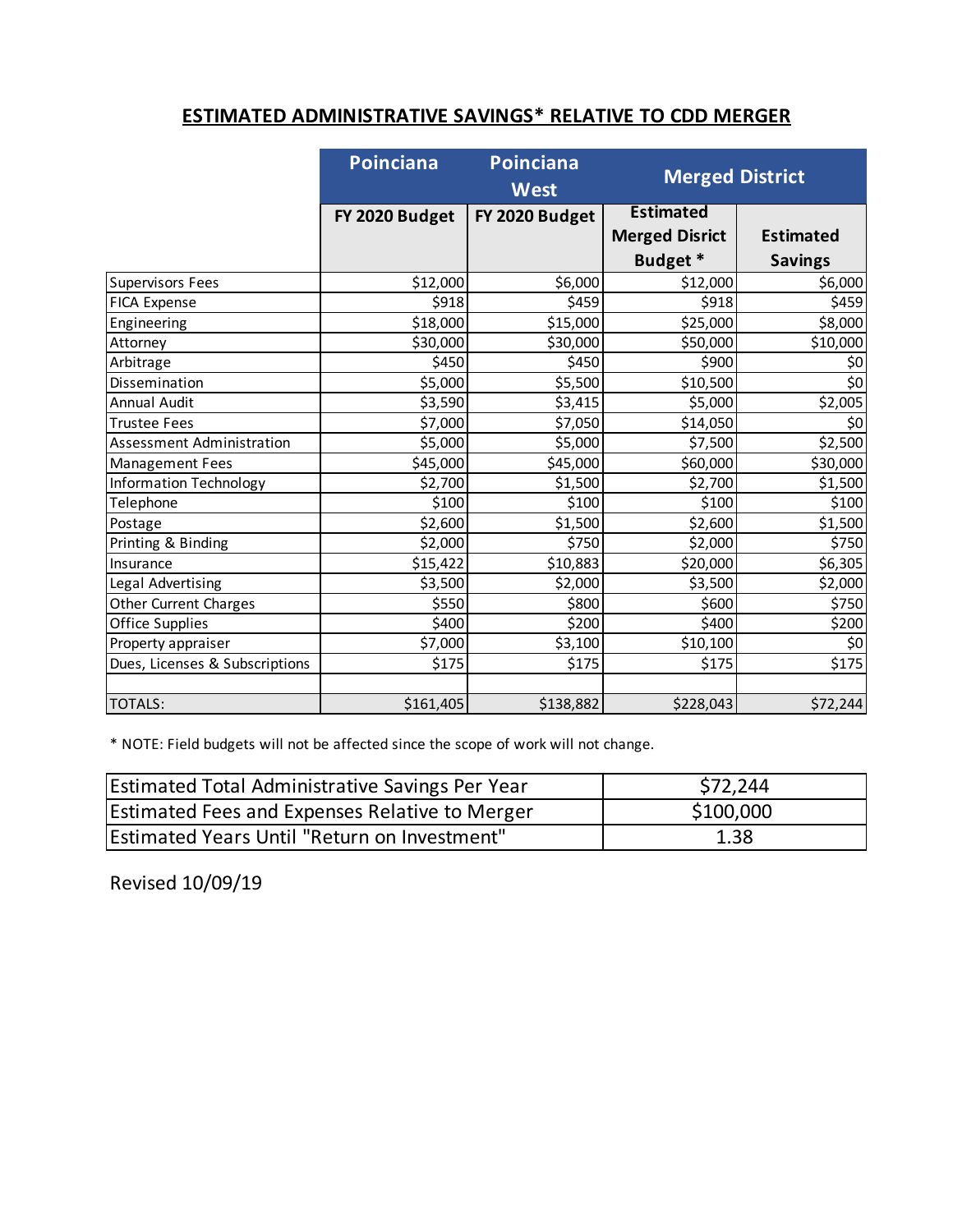## ESTIMATED ADMINISTRATIVE SAVINGS* RELATIVE TO CDD MERGER

| | Poinciana | Poinciana West | Merged District | |
|---|---|---|---|---|
| | FY 2020 Budget | FY 2020 Budget | Estimated Merged Disrict Budget * | Estimated Savings |
| Supervisors Fees | $12,000 | $6,000 | $12,000 | $6,000 |
| FICA Expense | $918 | $459 | $918 | $459 |
| Engineering | $18,000 | $15,000 | $25,000 | $8,000 |
| Attorney | $30,000 | $30,000 | $50,000 | $10,000 |
| Arbitrage | $450 | $450 | $900 | $0 |
| Dissemination | $5,000 | $5,500 | $10,500 | $0 |
| Annual Audit | $3,590 | $3,415 | $5,000 | $2,005 |
| Trustee Fees | $7,000 | $7,050 | $14,050 | $0 |
| Assessment Administration | $5,000 | $5,000 | $7,500 | $2,500 |
| Management Fees | $45,000 | $45,000 | $60,000 | $30,000 |
| Information Technology | $2,700 | $1,500 | $2,700 | $1,500 |
| Telephone | $100 | $100 | $100 | $100 |
| Postage | $2,600 | $1,500 | $2,600 | $1,500 |
| Printing & Binding | $2,000 | $750 | $2,000 | $750 |
| Insurance | $15,422 | $10,883 | $20,000 | $6,305 |
| Legal Advertising | $3,500 | $2,000 | $3,500 | $2,000 |
| Other Current Charges | $550 | $800 | $600 | $750 |
| Office Supplies | $400 | $200 | $400 | $200 |
| Property appraiser | $7,000 | $3,100 | $10,100 | $0 |
| Dues, Licenses & Subscriptions | $175 | $175 | $175 | $175 |
| | | | | |
| TOTALS: | $161,405 | $138,882 | $228,043 | $72,244 |

* NOTE: Field budgets will not be affected since the scope of work will not change.

| | |
|---|---|
| Estimated Total Administrative Savings Per Year | $72,244 |
| Estimated Fees and Expenses Relative to Merger | $100,000 |
| Estimated Years Until "Return on Investment" | 1.38 |

Revised 10/09/19